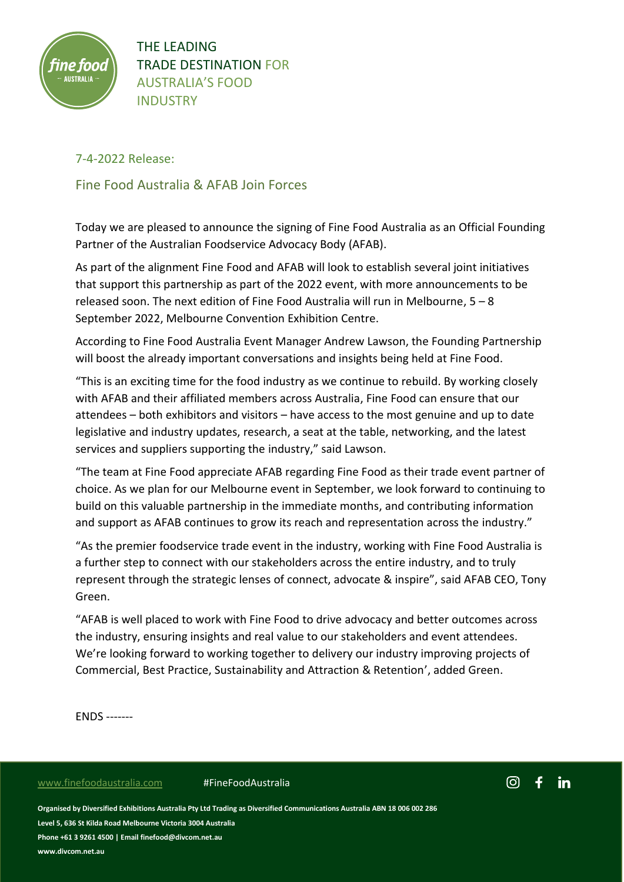THE LEADING TRADE DESTINATION FOR AUSTRALIA'S FOOD INDUSTRY

7-4-2022 Release:

## Fine Food Australia & AFAB Join Forces

Today we are pleased to announce the signing of Fine Food Australia as an Official Founding Partner of the Australian Foodservice Advocacy Body (AFAB).

As part of the alignment Fine Food and AFAB will look to establish several joint initiatives that support this partnership as part of the 2022 event, with more announcements to be released soon. The next edition of Fine Food Australia will run in Melbourne, 5 – 8 September 2022, Melbourne Convention Exhibition Centre.

According to Fine Food Australia Event Manager Andrew Lawson, the Founding Partnership will boost the already important conversations and insights being held at Fine Food.

"This is an exciting time for the food industry as we continue to rebuild. By working closely with AFAB and their affiliated members across Australia, Fine Food can ensure that our attendees – both exhibitors and visitors – have access to the most genuine and up to date legislative and industry updates, research, a seat at the table, networking, and the latest services and suppliers supporting the industry," said Lawson.

"The team at Fine Food appreciate AFAB regarding Fine Food as their trade event partner of choice. As we plan for our Melbourne event in September, we look forward to continuing to build on this valuable partnership in the immediate months, and contributing information and support as AFAB continues to grow its reach and representation across the industry."

"As the premier foodservice trade event in the industry, working with Fine Food Australia is a further step to connect with our stakeholders across the entire industry, and to truly represent through the strategic lenses of connect, advocate & inspire", said AFAB CEO, Tony Green.

"AFAB is well placed to work with Fine Food to drive advocacy and better outcomes across the industry, ensuring insights and real value to our stakeholders and event attendees. We're looking forward to working together to delivery our industry improving projects of Commercial, Best Practice, Sustainability and Attraction & Retention', added Green.

ENDS -------

www.finefoodaustralia.com #FineFoodAustralia

**Organised by Diversified Exhibitions Australia Pty Ltd Trading as Diversified Communications Australia ABN 18 006 002 286**
**Level 5, 636 St Kilda Road Melbourne Victoria 3004 Australia**
**Phone +61 3 9261 4500 | Email finefood@divcom.net.au**
**www.divcom.net.au**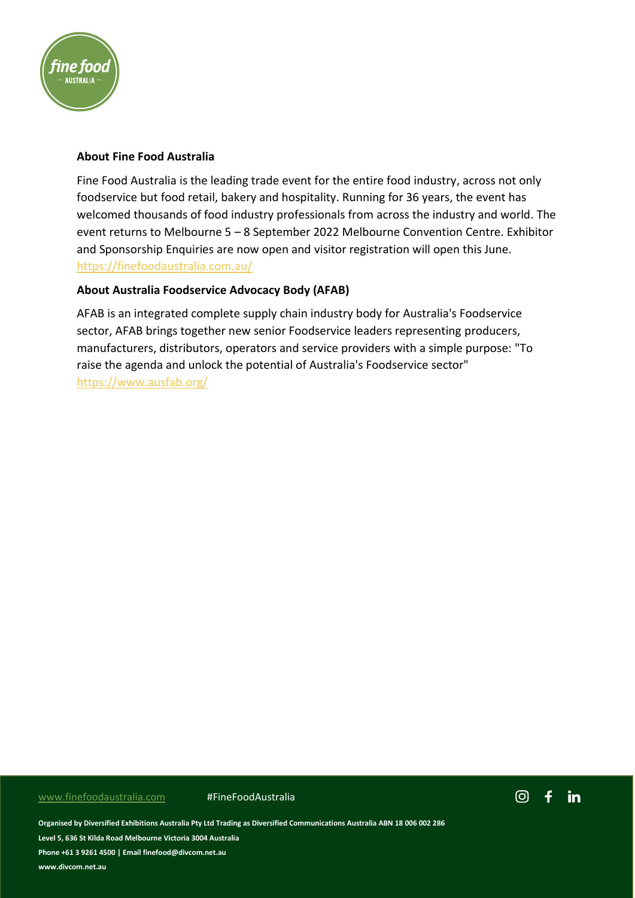**About Fine Food Australia**

Fine Food Australia is the leading trade event for the entire food industry, across not only foodservice but food retail, bakery and hospitality. Running for 36 years, the event has welcomed thousands of food industry professionals from across the industry and world. The event returns to Melbourne 5 – 8 September 2022 Melbourne Convention Centre. Exhibitor and Sponsorship Enquiries are now open and visitor registration will open this June. https://finefoodaustralia.com.au/

**About Australia Foodservice Advocacy Body (AFAB)**

AFAB is an integrated complete supply chain industry body for Australia's Foodservice sector, AFAB brings together new senior Foodservice leaders representing producers, manufacturers, distributors, operators and service providers with a simple purpose: "To raise the agenda and unlock the potential of Australia's Foodservice sector" https://www.ausfab.org/

www.finefoodaustralia.com #FineFoodAustralia

**Organised by Diversified Exhibitions Australia Pty Ltd Trading as Diversified Communications Australia ABN 18 006 002 286**
**Level 5, 636 St Kilda Road Melbourne Victoria 3004 Australia**
**Phone +61 3 9261 4500 | Email finefood@divcom.net.au**
**www.divcom.net.au**